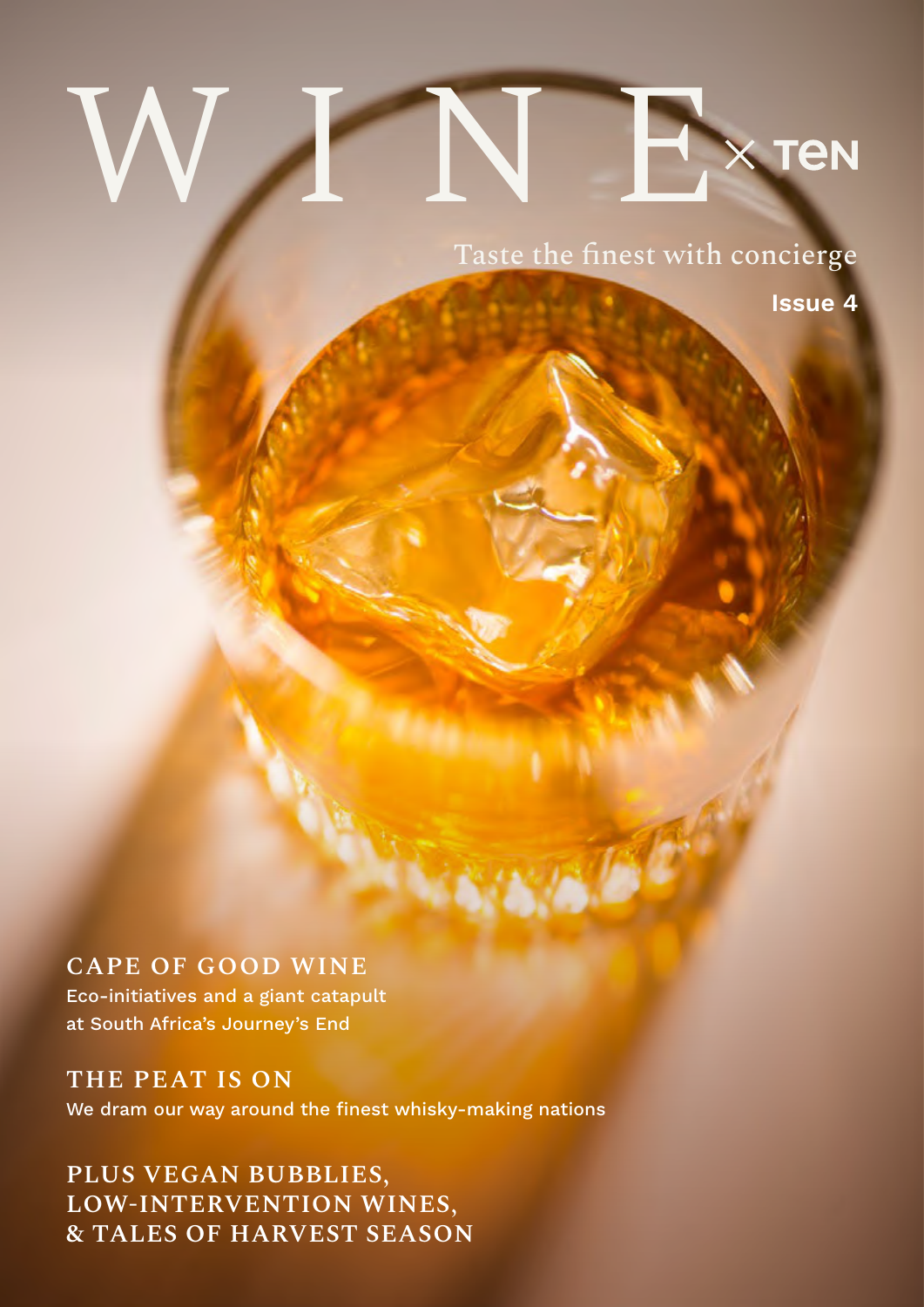# WINE × TEN

Taste the finest with concierge

**Issue 4**

## CAPE OF GOOD WINE

Eco-initiatives and a giant catapult at South Africa's Journey's End

## THE PEAT IS ON

We dram our way around the finest whisky-making nations

## PLUS VEGAN BUBBLIES, LOW-INTERVENTION WINES, & TALES OF HARVEST SEASON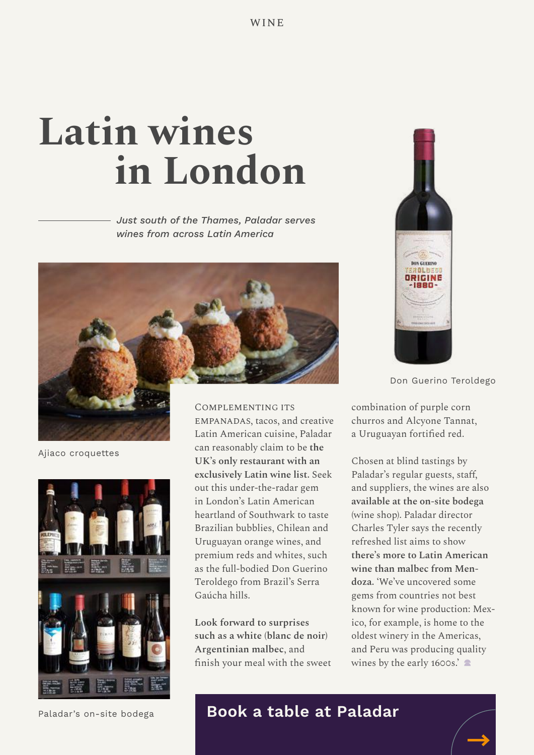# Latin wines in London

*Just south of the Thames, Paladar serves wines from across Latin America*

Don Guerino Teroldego

Ajiaco croquettes

Paladar's on-site bodega

COMPLEMENTING ITS EMPANADAS, tacos, and creative Latin American cuisine, Paladar can reasonably claim to be **the UK's only restaurant with an exclusively Latin wine list.** Seek out this under-the-radar gem in London's Latin American heartland of Southwark to taste Brazilian bubblies, Chilean and Uruguayan orange wines, and premium reds and whites, such as the full-bodied Don Guerino Teroldego from Brazil's Serra Gaúcha hills.

**Look forward to surprises such as a white (blanc de noir) Argentinian malbec**, and finish your meal with the sweet combination of purple corn churros and Alcyone Tannat, a Uruguayan fortified red.

Chosen at blind tastings by Paladar's regular guests, staff, and suppliers, the wines are also **available at the on-site bodega** (wine shop). Paladar director Charles Tyler says the recently refreshed list aims to show **there's more to Latin American wine than malbec from Mendoza.** 'We've uncovered some gems from countries not best known for wine production: Mexico, for example, is home to the oldest winery in the Americas, and Peru was producing quality wines by the early 1600s.'

**Book a table at Paladar**